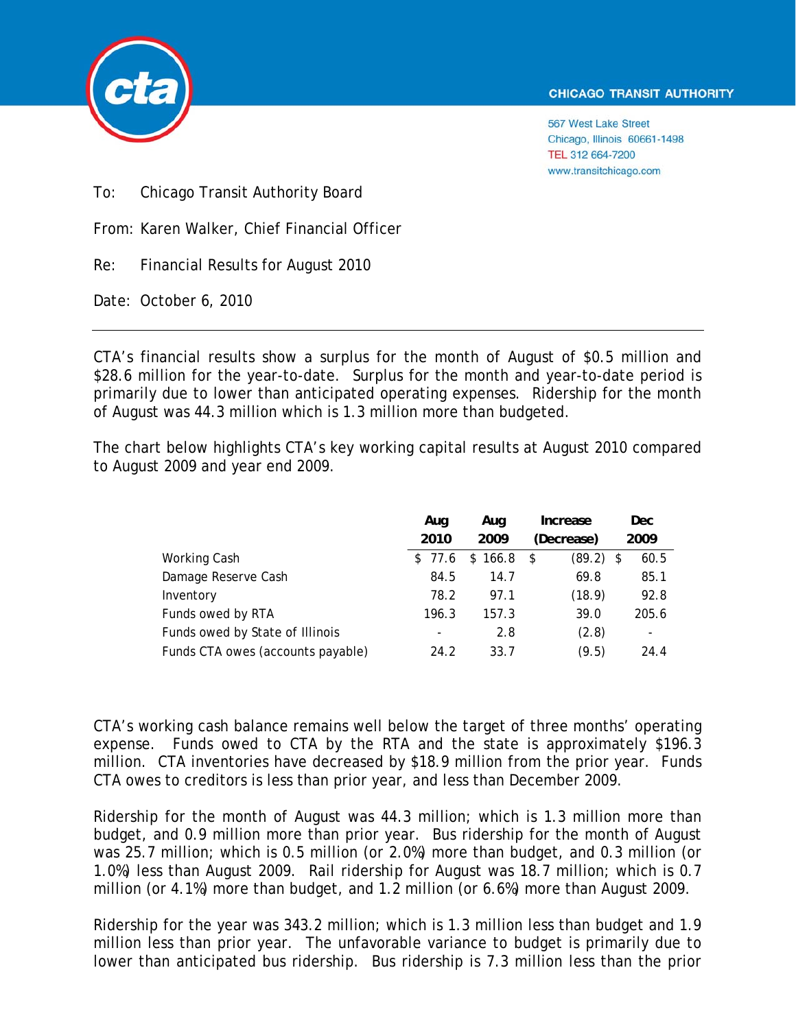CHICAGO TRANSIT AUTHORITY

567 West Lake Street
Chicago, Illinois 60661-1498
TEL 312 664-7200
www.transitchicago.com

To: Chicago Transit Authority Board

From: Karen Walker, Chief Financial Officer

Re: Financial Results for August 2010

Date: October 6, 2010

---

CTA's financial results show a surplus for the month of August of $0.5 million and $28.6 million for the year-to-date. Surplus for the month and year-to-date period is primarily due to lower than anticipated operating expenses. Ridership for the month of August was 44.3 million which is 1.3 million more than budgeted.

The chart below highlights CTA's key working capital results at August 2010 compared to August 2009 and year end 2009.

| | Aug 2010 | Aug 2009 | Increase (Decrease) | Dec 2009 |
|---|---|---|---|---|
| Working Cash | $ 77.6 | $ 166.8 | $ (89.2) | $ 60.5 |
| Damage Reserve Cash | 84.5 | 14.7 | 69.8 | 85.1 |
| Inventory | 78.2 | 97.1 | (18.9) | 92.8 |
| Funds owed by RTA | 196.3 | 157.3 | 39.0 | 205.6 |
| Funds owed by State of Illinois | - | 2.8 | (2.8) | - |
| Funds CTA owes (accounts payable) | 24.2 | 33.7 | (9.5) | 24.4 |

CTA's working cash balance remains well below the target of three months' operating expense. Funds owed to CTA by the RTA and the state is approximately $196.3 million. CTA inventories have decreased by $18.9 million from the prior year. Funds CTA owes to creditors is less than prior year, and less than December 2009.

Ridership for the month of August was 44.3 million; which is 1.3 million more than budget, and 0.9 million more than prior year. Bus ridership for the month of August was 25.7 million; which is 0.5 million (or 2.0%) more than budget, and 0.3 million (or 1.0%) less than August 2009. Rail ridership for August was 18.7 million; which is 0.7 million (or 4.1%) more than budget, and 1.2 million (or 6.6%) more than August 2009.

Ridership for the year was 343.2 million; which is 1.3 million less than budget and 1.9 million less than prior year. The unfavorable variance to budget is primarily due to lower than anticipated bus ridership. Bus ridership is 7.3 million less than the prior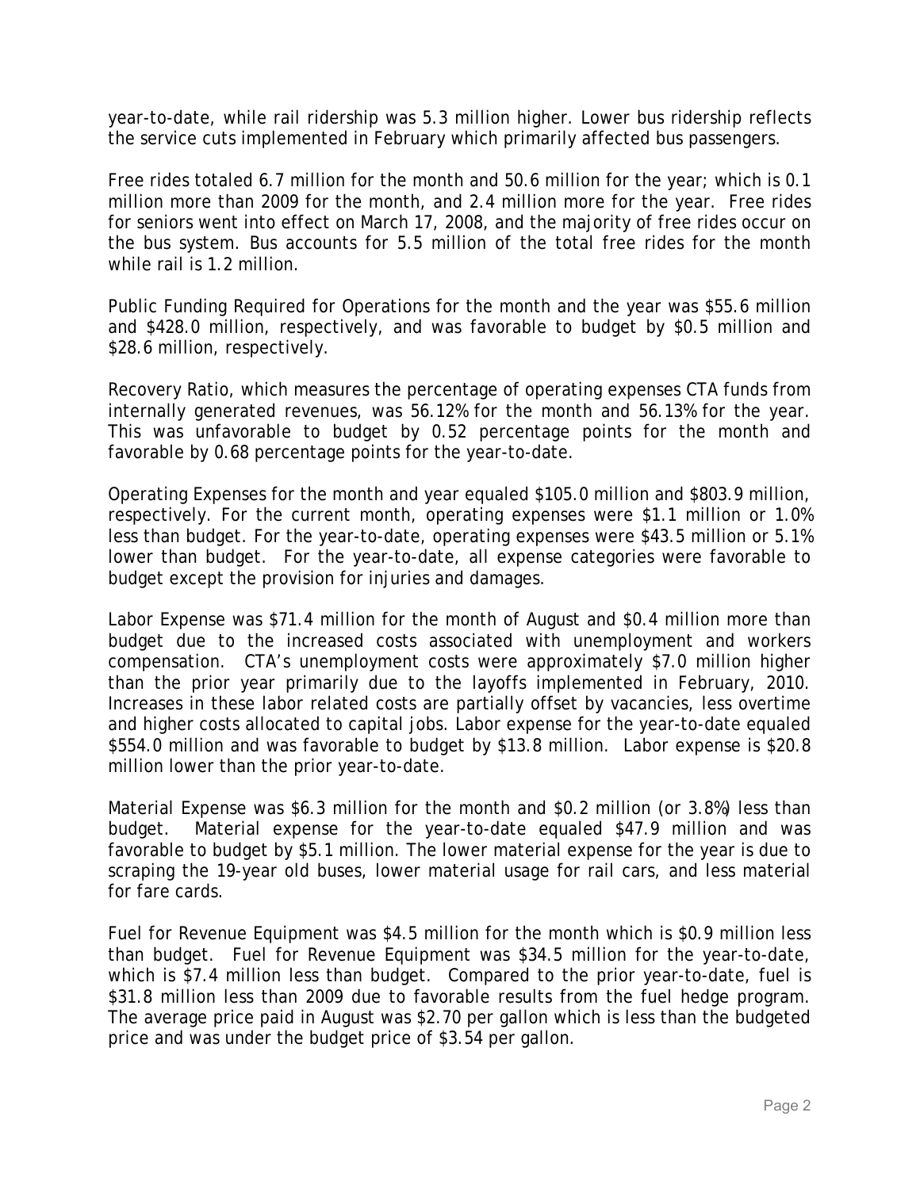year-to-date, while rail ridership was 5.3 million higher. Lower bus ridership reflects the service cuts implemented in February which primarily affected bus passengers.

Free rides totaled 6.7 million for the month and 50.6 million for the year; which is 0.1 million more than 2009 for the month, and 2.4 million more for the year. Free rides for seniors went into effect on March 17, 2008, and the majority of free rides occur on the bus system. Bus accounts for 5.5 million of the total free rides for the month while rail is 1.2 million.

Public Funding Required for Operations for the month and the year was $55.6 million and $428.0 million, respectively, and was favorable to budget by $0.5 million and $28.6 million, respectively.

Recovery Ratio, which measures the percentage of operating expenses CTA funds from internally generated revenues, was 56.12% for the month and 56.13% for the year. This was unfavorable to budget by 0.52 percentage points for the month and favorable by 0.68 percentage points for the year-to-date.

Operating Expenses for the month and year equaled $105.0 million and $803.9 million, respectively. For the current month, operating expenses were $1.1 million or 1.0% less than budget. For the year-to-date, operating expenses were $43.5 million or 5.1% lower than budget. For the year-to-date, all expense categories were favorable to budget except the provision for injuries and damages.

Labor Expense was $71.4 million for the month of August and $0.4 million more than budget due to the increased costs associated with unemployment and workers compensation. CTA's unemployment costs were approximately $7.0 million higher than the prior year primarily due to the layoffs implemented in February, 2010. Increases in these labor related costs are partially offset by vacancies, less overtime and higher costs allocated to capital jobs. Labor expense for the year-to-date equaled $554.0 million and was favorable to budget by $13.8 million. Labor expense is $20.8 million lower than the prior year-to-date.

Material Expense was $6.3 million for the month and $0.2 million (or 3.8%) less than budget. Material expense for the year-to-date equaled $47.9 million and was favorable to budget by $5.1 million. The lower material expense for the year is due to scraping the 19-year old buses, lower material usage for rail cars, and less material for fare cards.

Fuel for Revenue Equipment was $4.5 million for the month which is $0.9 million less than budget. Fuel for Revenue Equipment was $34.5 million for the year-to-date, which is $7.4 million less than budget. Compared to the prior year-to-date, fuel is $31.8 million less than 2009 due to favorable results from the fuel hedge program. The average price paid in August was $2.70 per gallon which is less than the budgeted price and was under the budget price of $3.54 per gallon.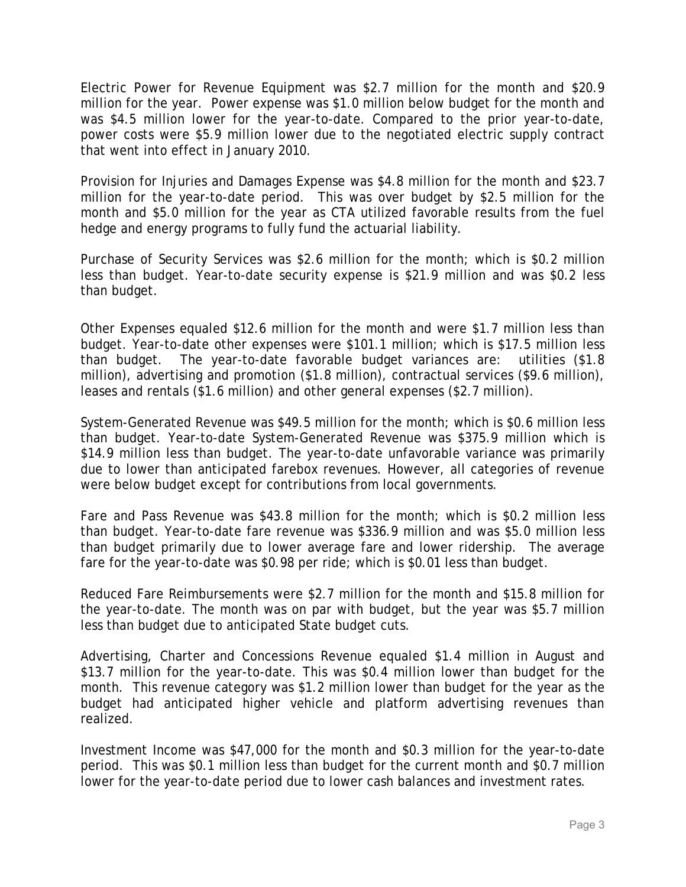Electric Power for Revenue Equipment was $2.7 million for the month and $20.9 million for the year. Power expense was $1.0 million below budget for the month and was $4.5 million lower for the year-to-date. Compared to the prior year-to-date, power costs were $5.9 million lower due to the negotiated electric supply contract that went into effect in January 2010.

Provision for Injuries and Damages Expense was $4.8 million for the month and $23.7 million for the year-to-date period. This was over budget by $2.5 million for the month and $5.0 million for the year as CTA utilized favorable results from the fuel hedge and energy programs to fully fund the actuarial liability.

Purchase of Security Services was $2.6 million for the month; which is $0.2 million less than budget. Year-to-date security expense is $21.9 million and was $0.2 less than budget.

Other Expenses equaled $12.6 million for the month and were $1.7 million less than budget. Year-to-date other expenses were $101.1 million; which is $17.5 million less than budget. The year-to-date favorable budget variances are: utilities ($1.8 million), advertising and promotion ($1.8 million), contractual services ($9.6 million), leases and rentals ($1.6 million) and other general expenses ($2.7 million).

System-Generated Revenue was $49.5 million for the month; which is $0.6 million less than budget. Year-to-date System-Generated Revenue was $375.9 million which is $14.9 million less than budget. The year-to-date unfavorable variance was primarily due to lower than anticipated farebox revenues. However, all categories of revenue were below budget except for contributions from local governments.

Fare and Pass Revenue was $43.8 million for the month; which is $0.2 million less than budget. Year-to-date fare revenue was $336.9 million and was $5.0 million less than budget primarily due to lower average fare and lower ridership. The average fare for the year-to-date was $0.98 per ride; which is $0.01 less than budget.

Reduced Fare Reimbursements were $2.7 million for the month and $15.8 million for the year-to-date. The month was on par with budget, but the year was $5.7 million less than budget due to anticipated State budget cuts.

Advertising, Charter and Concessions Revenue equaled $1.4 million in August and $13.7 million for the year-to-date. This was $0.4 million lower than budget for the month. This revenue category was $1.2 million lower than budget for the year as the budget had anticipated higher vehicle and platform advertising revenues than realized.

Investment Income was $47,000 for the month and $0.3 million for the year-to-date period. This was $0.1 million less than budget for the current month and $0.7 million lower for the year-to-date period due to lower cash balances and investment rates.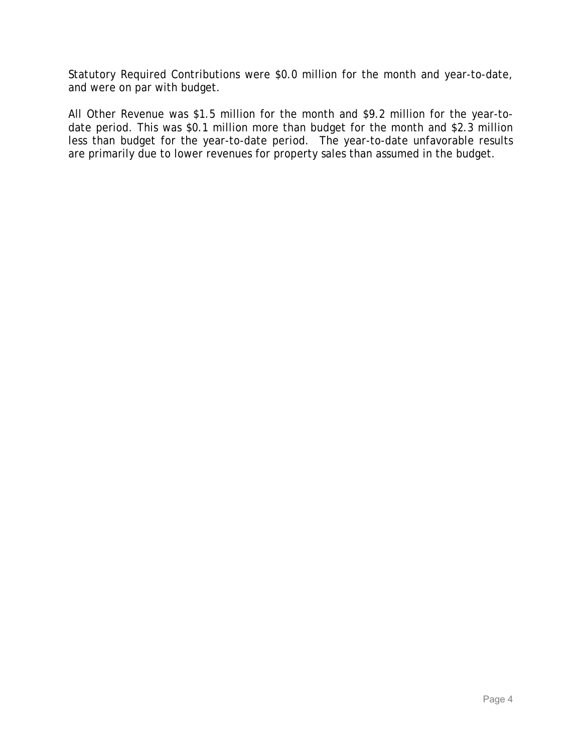Statutory Required Contributions were $0.0 million for the month and year-to-date, and were on par with budget.

All Other Revenue was $1.5 million for the month and $9.2 million for the year-to-date period. This was $0.1 million more than budget for the month and $2.3 million less than budget for the year-to-date period. The year-to-date unfavorable results are primarily due to lower revenues for property sales than assumed in the budget.